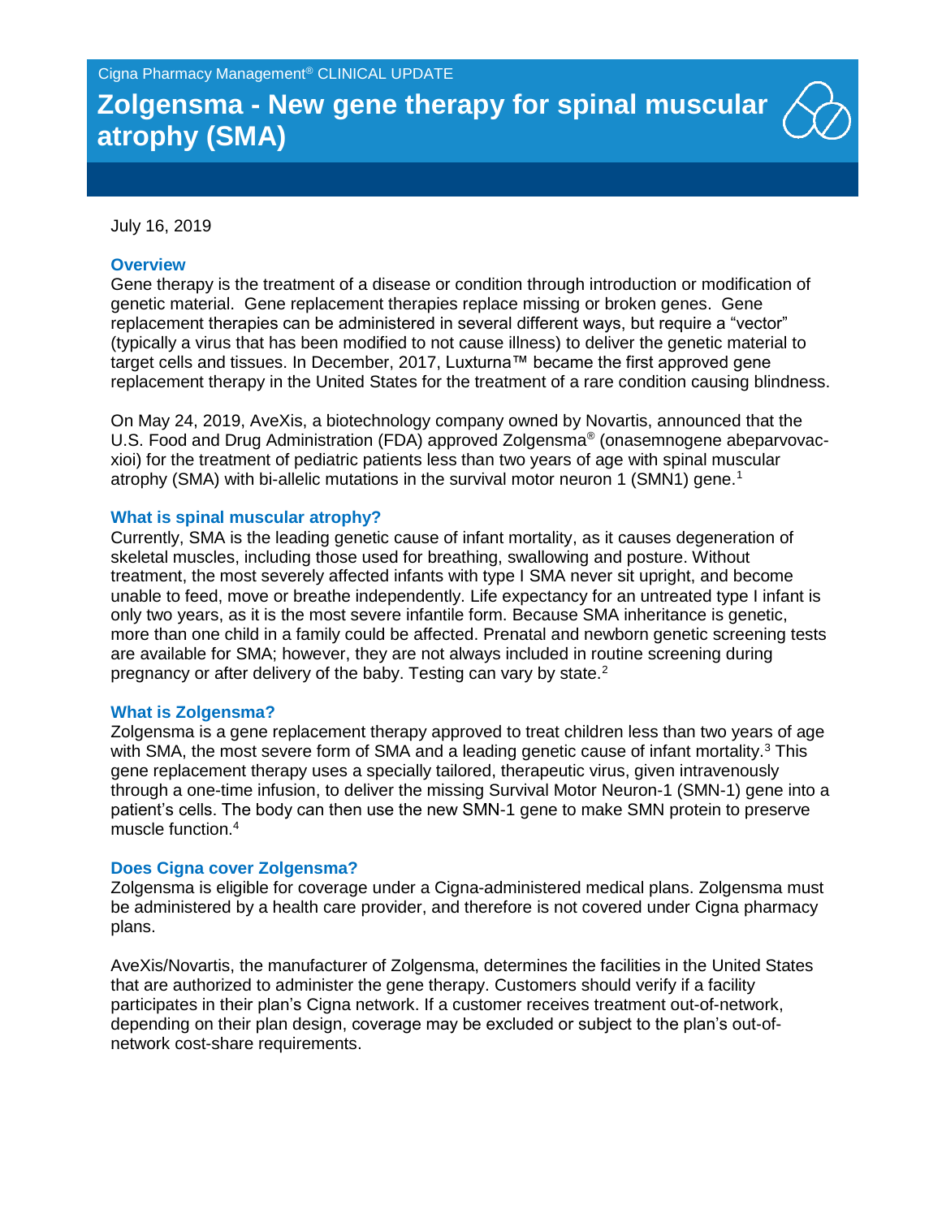Cigna Pharmacy Management® CLINICAL UPDATE

# Zolgensma - New gene therapy for spinal muscular atrophy (SMA)

July 16, 2019

## Overview

Gene therapy is the treatment of a disease or condition through introduction or modification of genetic material. Gene replacement therapies replace missing or broken genes. Gene replacement therapies can be administered in several different ways, but require a "vector" (typically a virus that has been modified to not cause illness) to deliver the genetic material to target cells and tissues. In December, 2017, Luxturna™ became the first approved gene replacement therapy in the United States for the treatment of a rare condition causing blindness.

On May 24, 2019, AveXis, a biotechnology company owned by Novartis, announced that the U.S. Food and Drug Administration (FDA) approved Zolgensma® (onasemnogene abeparvovac-xioi) for the treatment of pediatric patients less than two years of age with spinal muscular atrophy (SMA) with bi-allelic mutations in the survival motor neuron 1 (SMN1) gene.[1]

## What is spinal muscular atrophy?

Currently, SMA is the leading genetic cause of infant mortality, as it causes degeneration of skeletal muscles, including those used for breathing, swallowing and posture. Without treatment, the most severely affected infants with type I SMA never sit upright, and become unable to feed, move or breathe independently. Life expectancy for an untreated type I infant is only two years, as it is the most severe infantile form. Because SMA inheritance is genetic, more than one child in a family could be affected. Prenatal and newborn genetic screening tests are available for SMA; however, they are not always included in routine screening during pregnancy or after delivery of the baby. Testing can vary by state.[2]

## What is Zolgensma?

Zolgensma is a gene replacement therapy approved to treat children less than two years of age with SMA, the most severe form of SMA and a leading genetic cause of infant mortality.[3] This gene replacement therapy uses a specially tailored, therapeutic virus, given intravenously through a one-time infusion, to deliver the missing Survival Motor Neuron-1 (SMN-1) gene into a patient's cells. The body can then use the new SMN-1 gene to make SMN protein to preserve muscle function.[4]

## Does Cigna cover Zolgensma?

Zolgensma is eligible for coverage under a Cigna-administered medical plans. Zolgensma must be administered by a health care provider, and therefore is not covered under Cigna pharmacy plans.

AveXis/Novartis, the manufacturer of Zolgensma, determines the facilities in the United States that are authorized to administer the gene therapy. Customers should verify if a facility participates in their plan's Cigna network. If a customer receives treatment out-of-network, depending on their plan design, coverage may be excluded or subject to the plan's out-of-network cost-share requirements.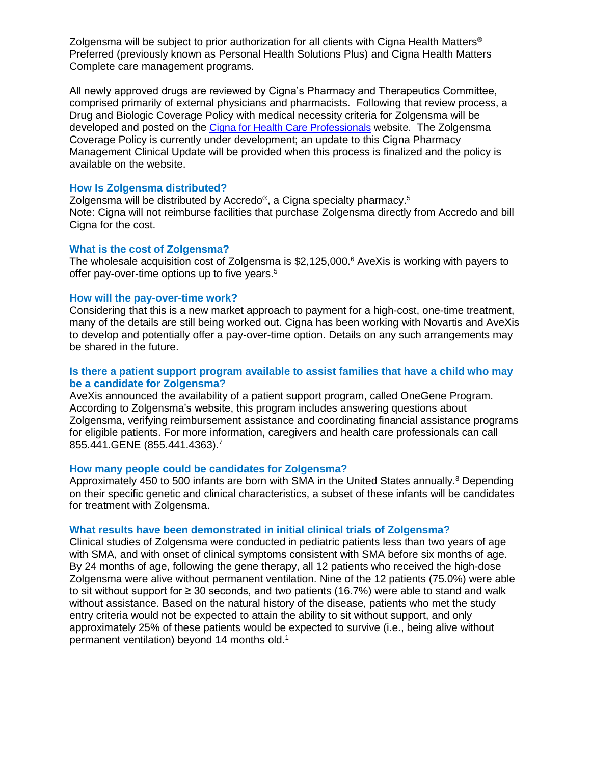Zolgensma will be subject to prior authorization for all clients with Cigna Health Matters® Preferred (previously known as Personal Health Solutions Plus) and Cigna Health Matters Complete care management programs.

All newly approved drugs are reviewed by Cigna's Pharmacy and Therapeutics Committee, comprised primarily of external physicians and pharmacists. Following that review process, a Drug and Biologic Coverage Policy with medical necessity criteria for Zolgensma will be developed and posted on the Cigna for Health Care Professionals website. The Zolgensma Coverage Policy is currently under development; an update to this Cigna Pharmacy Management Clinical Update will be provided when this process is finalized and the policy is available on the website.

### How Is Zolgensma distributed?

Zolgensma will be distributed by Accredo®, a Cigna specialty pharmacy.[5]
Note: Cigna will not reimburse facilities that purchase Zolgensma directly from Accredo and bill Cigna for the cost.

### What is the cost of Zolgensma?

The wholesale acquisition cost of Zolgensma is $2,125,000.[6] AveXis is working with payers to offer pay-over-time options up to five years.[5]

### How will the pay-over-time work?

Considering that this is a new market approach to payment for a high-cost, one-time treatment, many of the details are still being worked out. Cigna has been working with Novartis and AveXis to develop and potentially offer a pay-over-time option. Details on any such arrangements may be shared in the future.

### Is there a patient support program available to assist families that have a child who may be a candidate for Zolgensma?

AveXis announced the availability of a patient support program, called OneGene Program. According to Zolgensma's website, this program includes answering questions about Zolgensma, verifying reimbursement assistance and coordinating financial assistance programs for eligible patients. For more information, caregivers and health care professionals can call 855.441.GENE (855.441.4363).[7]

### How many people could be candidates for Zolgensma?

Approximately 450 to 500 infants are born with SMA in the United States annually.[8] Depending on their specific genetic and clinical characteristics, a subset of these infants will be candidates for treatment with Zolgensma.

### What results have been demonstrated in initial clinical trials of Zolgensma?

Clinical studies of Zolgensma were conducted in pediatric patients less than two years of age with SMA, and with onset of clinical symptoms consistent with SMA before six months of age. By 24 months of age, following the gene therapy, all 12 patients who received the high-dose Zolgensma were alive without permanent ventilation. Nine of the 12 patients (75.0%) were able to sit without support for ≥ 30 seconds, and two patients (16.7%) were able to stand and walk without assistance. Based on the natural history of the disease, patients who met the study entry criteria would not be expected to attain the ability to sit without support, and only approximately 25% of these patients would be expected to survive (i.e., being alive without permanent ventilation) beyond 14 months old.[1]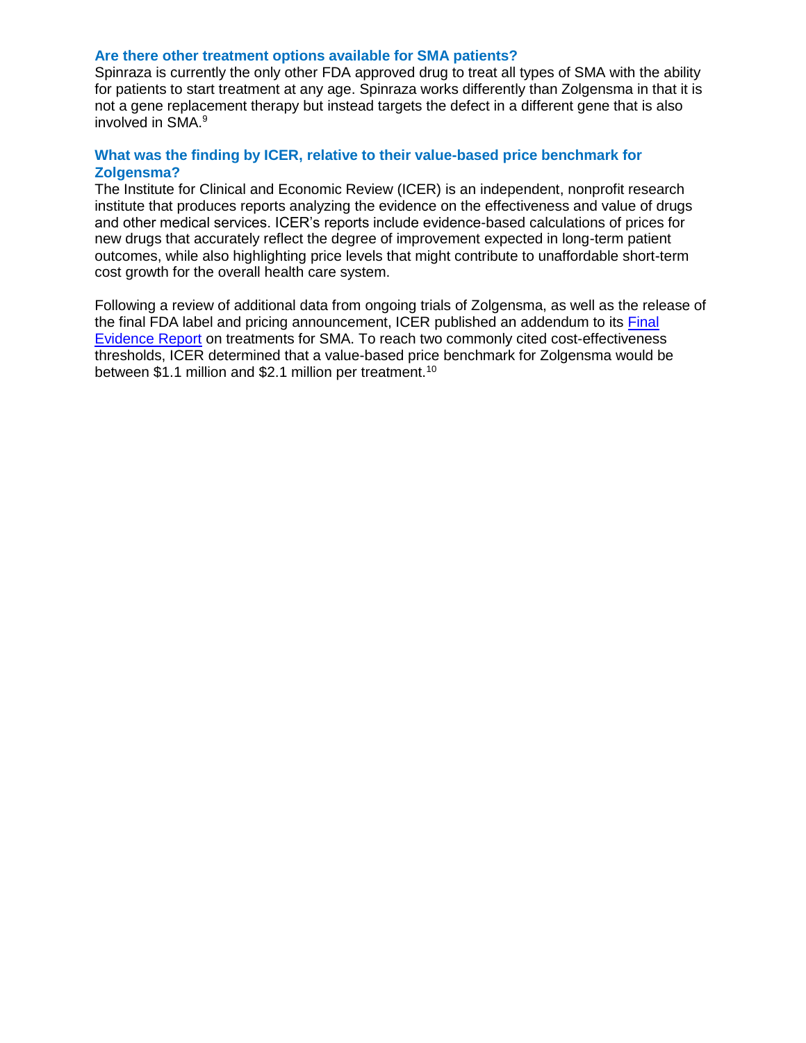### Are there other treatment options available for SMA patients?

Spinraza is currently the only other FDA approved drug to treat all types of SMA with the ability for patients to start treatment at any age. Spinraza works differently than Zolgensma in that it is not a gene replacement therapy but instead targets the defect in a different gene that is also involved in SMA.[9]

### What was the finding by ICER, relative to their value-based price benchmark for Zolgensma?

The Institute for Clinical and Economic Review (ICER) is an independent, nonprofit research institute that produces reports analyzing the evidence on the effectiveness and value of drugs and other medical services. ICER's reports include evidence-based calculations of prices for new drugs that accurately reflect the degree of improvement expected in long-term patient outcomes, while also highlighting price levels that might contribute to unaffordable short-term cost growth for the overall health care system.

Following a review of additional data from ongoing trials of Zolgensma, as well as the release of the final FDA label and pricing announcement, ICER published an addendum to its Final Evidence Report on treatments for SMA. To reach two commonly cited cost-effectiveness thresholds, ICER determined that a value-based price benchmark for Zolgensma would be between $1.1 million and $2.1 million per treatment.[10]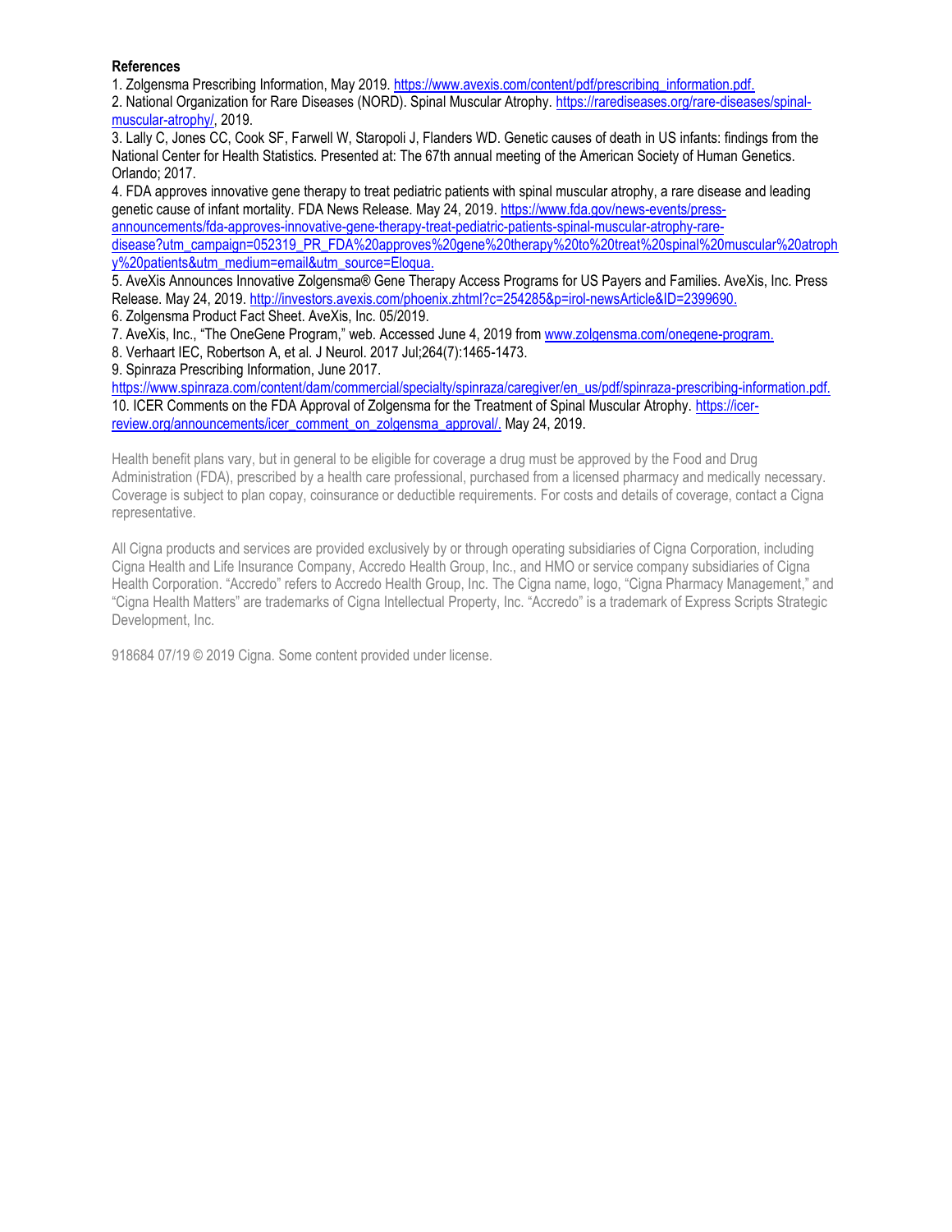**References**

1. Zolgensma Prescribing Information, May 2019. https://www.avexis.com/content/pdf/prescribing_information.pdf.
2. National Organization for Rare Diseases (NORD). Spinal Muscular Atrophy. https://rarediseases.org/rare-diseases/spinal-muscular-atrophy/, 2019.
3. Lally C, Jones CC, Cook SF, Farwell W, Staropoli J, Flanders WD. Genetic causes of death in US infants: findings from the National Center for Health Statistics. Presented at: The 67th annual meeting of the American Society of Human Genetics. Orlando; 2017.
4. FDA approves innovative gene therapy to treat pediatric patients with spinal muscular atrophy, a rare disease and leading genetic cause of infant mortality. FDA News Release. May 24, 2019. https://www.fda.gov/news-events/press-announcements/fda-approves-innovative-gene-therapy-treat-pediatric-patients-spinal-muscular-atrophy-rare-disease?utm_campaign=052319_PR_FDA%20approves%20gene%20therapy%20to%20treat%20spinal%20muscular%20atrophy%20patients&utm_medium=email&utm_source=Eloqua.
5. AveXis Announces Innovative Zolgensma® Gene Therapy Access Programs for US Payers and Families. AveXis, Inc. Press Release. May 24, 2019. http://investors.avexis.com/phoenix.zhtml?c=254285&p=irol-newsArticle&ID=2399690.
6. Zolgensma Product Fact Sheet. AveXis, Inc. 05/2019.
7. AveXis, Inc., "The OneGene Program," web. Accessed June 4, 2019 from www.zolgensma.com/onegene-program.
8. Verhaart IEC, Robertson A, et al. J Neurol. 2017 Jul;264(7):1465-1473.
9. Spinraza Prescribing Information, June 2017. https://www.spinraza.com/content/dam/commercial/specialty/spinraza/caregiver/en_us/pdf/spinraza-prescribing-information.pdf.
10. ICER Comments on the FDA Approval of Zolgensma for the Treatment of Spinal Muscular Atrophy. https://icer-review.org/announcements/icer_comment_on_zolgensma_approval/. May 24, 2019.

Health benefit plans vary, but in general to be eligible for coverage a drug must be approved by the Food and Drug Administration (FDA), prescribed by a health care professional, purchased from a licensed pharmacy and medically necessary. Coverage is subject to plan copay, coinsurance or deductible requirements. For costs and details of coverage, contact a Cigna representative.

All Cigna products and services are provided exclusively by or through operating subsidiaries of Cigna Corporation, including Cigna Health and Life Insurance Company, Accredo Health Group, Inc., and HMO or service company subsidiaries of Cigna Health Corporation. "Accredo" refers to Accredo Health Group, Inc. The Cigna name, logo, "Cigna Pharmacy Management," and "Cigna Health Matters" are trademarks of Cigna Intellectual Property, Inc. "Accredo" is a trademark of Express Scripts Strategic Development, Inc.

918684 07/19 © 2019 Cigna. Some content provided under license.